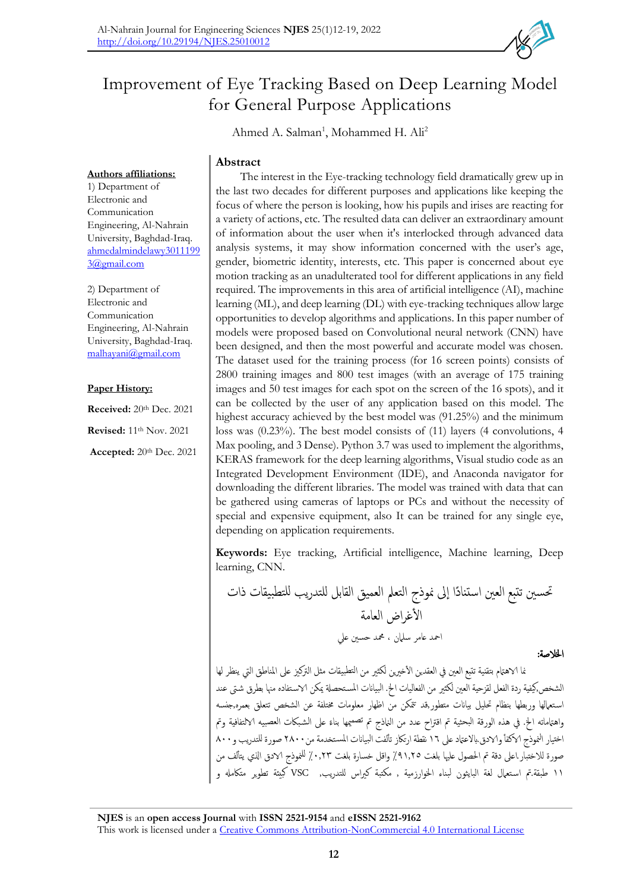# Improvement of Eye Tracking Based on Deep Learning Model for General Purpose Applications

Ahmed A. Salman[1], Mohammed H. Ali[2]

**Authors affiliations:**

1) Department of Electronic and Communication Engineering, Al-Nahrain University, Baghdad-Iraq.
ahmedalmindelawy30111993@gmail.com

2) Department of Electronic and Communication Engineering, Al-Nahrain University, Baghdad-Iraq.
malhayani@gmail.com

**Paper History:**

**Received:** 20th Dec. 2021

**Revised:** 11th Nov. 2021

**Accepted:** 20th Dec. 2021

## Abstract

The interest in the Eye-tracking technology field dramatically grew up in the last two decades for different purposes and applications like keeping the focus of where the person is looking, how his pupils and irises are reacting for a variety of actions, etc. The resulted data can deliver an extraordinary amount of information about the user when it's interlocked through advanced data analysis systems, it may show information concerned with the user's age, gender, biometric identity, interests, etc. This paper is concerned about eye motion tracking as an unadulterated tool for different applications in any field required. The improvements in this area of artificial intelligence (AI), machine learning (ML), and deep learning (DL) with eye-tracking techniques allow large opportunities to develop algorithms and applications. In this paper number of models were proposed based on Convolutional neural network (CNN) have been designed, and then the most powerful and accurate model was chosen. The dataset used for the training process (for 16 screen points) consists of 2800 training images and 800 test images (with an average of 175 training images and 50 test images for each spot on the screen of the 16 spots), and it can be collected by the user of any application based on this model. The highest accuracy achieved by the best model was (91.25%) and the minimum loss was (0.23%). The best model consists of (11) layers (4 convolutions, 4 Max pooling, and 3 Dense). Python 3.7 was used to implement the algorithms, KERAS framework for the deep learning algorithms, Visual studio code as an Integrated Development Environment (IDE), and Anaconda navigator for downloading the different libraries. The model was trained with data that can be gathered using cameras of laptops or PCs and without the necessity of special and expensive equipment, also It can be trained for any single eye, depending on application requirements.

**Keywords:** Eye tracking, Artificial intelligence, Machine learning, Deep learning, CNN.

# تحسين تتبع العين استنادًا إلى نموذج التعلم العميق القابل للتدريب للتطبيقات ذات الأغراض العامة

احمد عامر سلمان ، محمد حسين علي

**الخلاصة:**

نما الاهتمام بتقنية تتبع العين في العقدين الأخيرين لكثير من التطبيقات مثل التركيز على المناطق التي ينظر لها الشخص,كيفية ردة الفعل لقزحية العين لكثير من الفعاليات الخ. البيانات المستحصلة يمكن الاستفاده منها بطرق شتى عند استعمالها وربطها بنظام تحليل بيانات متطور,قد تمكن من اظهار معلومات مختلفة عن الشخص تتعلق بعمره,جنسه واهتماماته الخ. في هذه الورقة البحثية تم اقتراح عدد من النماذج تم تصميها بناء على الشبكات العصبيه الالتفافية وتم اختيار النموذج الاكفأ والادق.بالاعتماد على ١٦ نقطة ارتكاز تألفت البيانات المستخدمة من ٢٨٠٠ صورة للتدريب و ٨٠٠ صورة للاختبار.اعلى دقة تم الحصول عليها بلغت ٩١,٢٥٪ واقل خسارة بلغت ٠,٢٣٪ للنموذج الادق الذي يتألف من ١١ طبقة.تم استعمال لغة البايثون لبناء الخوارزمية , مكتبة كيراس للتدريب, VSC كبيئة تطوير متكامله و

**NJES** is an **open access Journal** with **ISSN 2521-9154** and **eISSN 2521-9162**
This work is licensed under a Creative Commons Attribution-NonCommercial 4.0 International License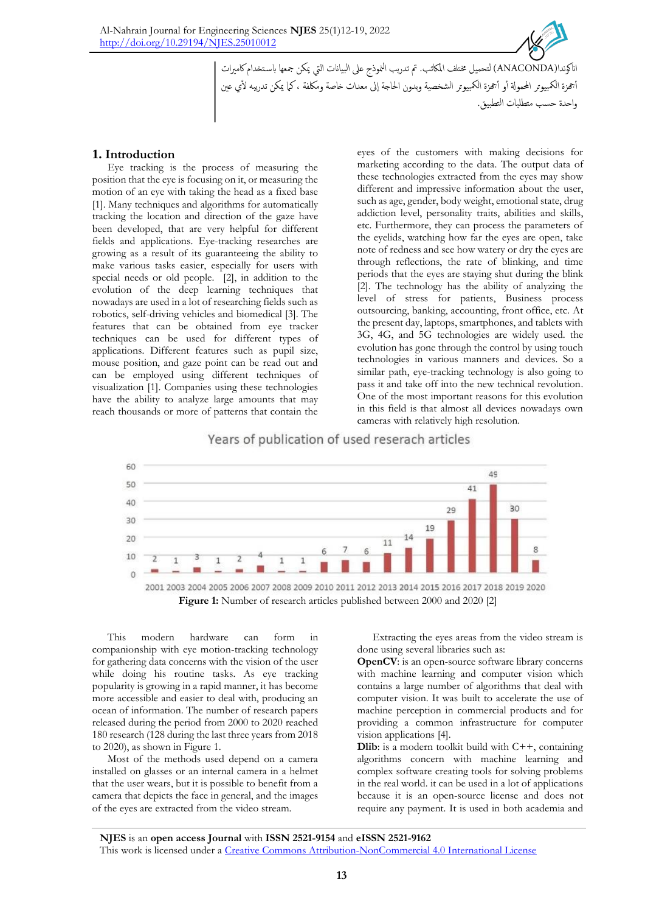أناكوندا(ANACONDA) لتحميل مختلف المكاتب. تم تدريب النموذج على البيانات التي يمكن جمعها باستخدام كاميرات أجهزة الكمبيوتر المحمولة أو أجهزة الكمبيوتر الشخصية وبدون الحاجة إلى معدات خاصة ومكلفة ، كما يمكن تدريبه لأي عين واحدة حسب متطلبات التطبيق.

## 1. Introduction

Eye tracking is the process of measuring the position that the eye is focusing on it, or measuring the motion of an eye with taking the head as a fixed base [1]. Many techniques and algorithms for automatically tracking the location and direction of the gaze have been developed, that are very helpful for different fields and applications. Eye-tracking researches are growing as a result of its guaranteeing the ability to make various tasks easier, especially for users with special needs or old people. [2], in addition to the evolution of the deep learning techniques that nowadays are used in a lot of researching fields such as robotics, self-driving vehicles and biomedical [3]. The features that can be obtained from eye tracker techniques can be used for different types of applications. Different features such as pupil size, mouse position, and gaze point can be read out and can be employed using different techniques of visualization [1]. Companies using these technologies have the ability to analyze large amounts that may reach thousands or more of patterns that contain the eyes of the customers with making decisions for marketing according to the data. The output data of these technologies extracted from the eyes may show different and impressive information about the user, such as age, gender, body weight, emotional state, drug addiction level, personality traits, abilities and skills, etc. Furthermore, they can process the parameters of the eyelids, watching how far the eyes are open, take note of redness and see how watery or dry the eyes are through reflections, the rate of blinking, and time periods that the eyes are staying shut during the blink [2]. The technology has the ability of analyzing the level of stress for patients, Business process outsourcing, banking, accounting, front office, etc. At the present day, laptops, smartphones, and tablets with 3G, 4G, and 5G technologies are widely used. the evolution has gone through the control by using touch technologies in various manners and devices. So a similar path, eye-tracking technology is also going to pass it and take off into the new technical revolution. One of the most important reasons for this evolution in this field is that almost all devices nowadays own cameras with relatively high resolution.

Years of publication of used reserach articles

| Year | 2001 | 2003 | 2004 | 2005 | 2006 | 2007 | 2008 | 2009 | 2010 | 2011 | 2012 | 2013 | 2014 | 2015 | 2016 | 2017 | 2018 | 2019 | 2020 |
|---|---|---|---|---|---|---|---|---|---|---|---|---|---|---|---|---|---|---|---|
| Articles | 2 | 1 | 3 | 1 | 2 | 4 | 1 | 1 | 6 | 7 | 6 | 11 | 14 | 19 | 29 | 41 | 49 | 30 | 8 |

**Figure 1:** Number of research articles published between 2000 and 2020 [2]

This modern hardware can form in companionship with eye motion-tracking technology for gathering data concerns with the vision of the user while doing his routine tasks. As eye tracking popularity is growing in a rapid manner, it has become more accessible and easier to deal with, producing an ocean of information. The number of research papers released during the period from 2000 to 2020 reached 180 research (128 during the last three years from 2018 to 2020), as shown in Figure 1.

Most of the methods used depend on a camera installed on glasses or an internal camera in a helmet that the user wears, but it is possible to benefit from a camera that depicts the face in general, and the images of the eyes are extracted from the video stream.

Extracting the eyes areas from the video stream is done using several libraries such as:

**OpenCV**: is an open-source software library concerns with machine learning and computer vision which contains a large number of algorithms that deal with computer vision. It was built to accelerate the use of machine perception in commercial products and for providing a common infrastructure for computer vision applications [4].

**Dlib**: is a modern toolkit build with C++, containing algorithms concern with machine learning and complex software creating tools for solving problems in the real world. it can be used in a lot of applications because it is an open-source license and does not require any payment. It is used in both academia and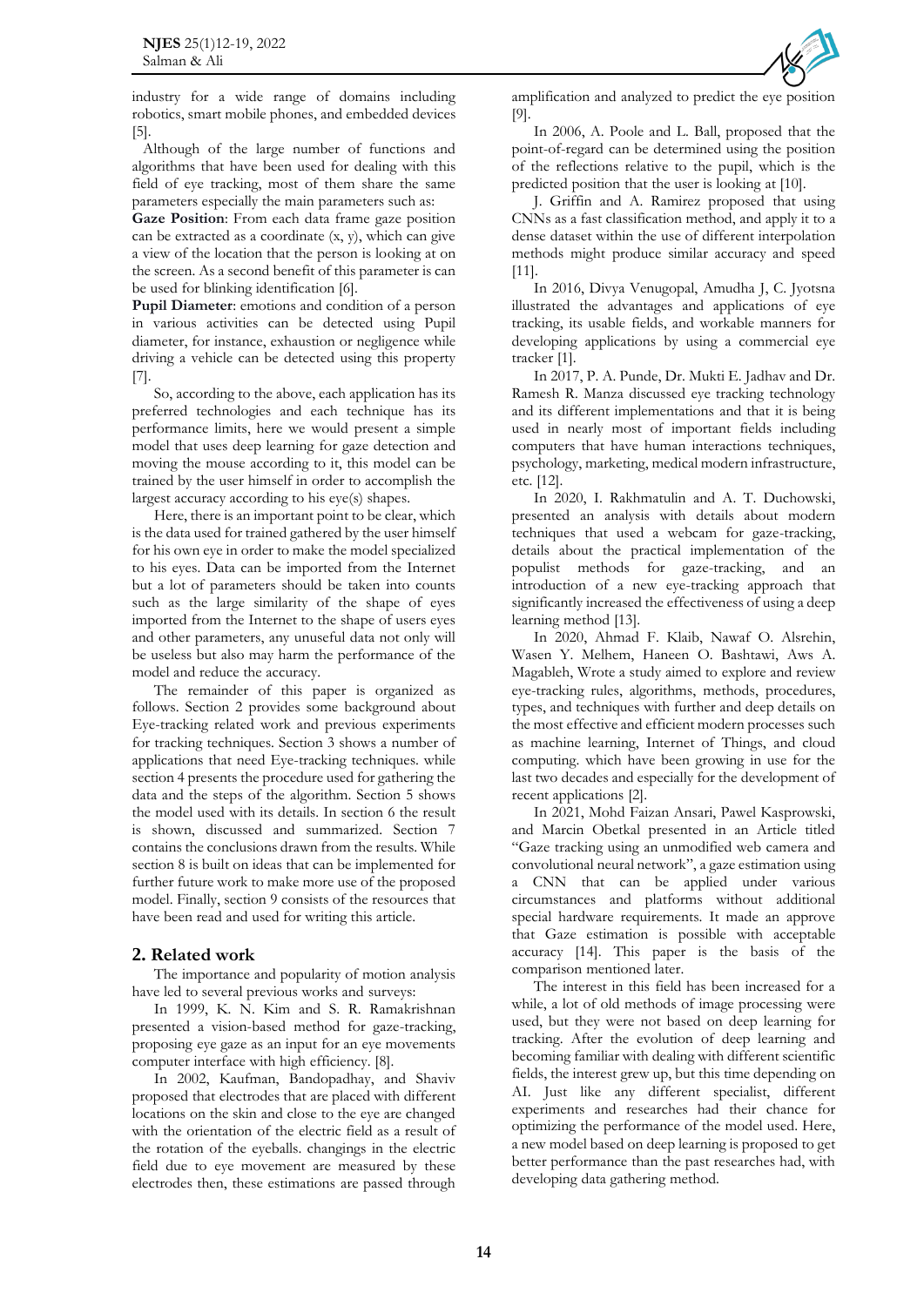industry for a wide range of domains including robotics, smart mobile phones, and embedded devices [5].

Although of the large number of functions and algorithms that have been used for dealing with this field of eye tracking, most of them share the same parameters especially the main parameters such as:

**Gaze Position**: From each data frame gaze position can be extracted as a coordinate (x, y), which can give a view of the location that the person is looking at on the screen. As a second benefit of this parameter is can be used for blinking identification [6].

**Pupil Diameter**: emotions and condition of a person in various activities can be detected using Pupil diameter, for instance, exhaustion or negligence while driving a vehicle can be detected using this property [7].

So, according to the above, each application has its preferred technologies and each technique has its performance limits, here we would present a simple model that uses deep learning for gaze detection and moving the mouse according to it, this model can be trained by the user himself in order to accomplish the largest accuracy according to his eye(s) shapes.

Here, there is an important point to be clear, which is the data used for trained gathered by the user himself for his own eye in order to make the model specialized to his eyes. Data can be imported from the Internet but a lot of parameters should be taken into counts such as the large similarity of the shape of eyes imported from the Internet to the shape of users eyes and other parameters, any unuseful data not only will be useless but also may harm the performance of the model and reduce the accuracy.

The remainder of this paper is organized as follows. Section 2 provides some background about Eye-tracking related work and previous experiments for tracking techniques. Section 3 shows a number of applications that need Eye-tracking techniques. while section 4 presents the procedure used for gathering the data and the steps of the algorithm. Section 5 shows the model used with its details. In section 6 the result is shown, discussed and summarized. Section 7 contains the conclusions drawn from the results. While section 8 is built on ideas that can be implemented for further future work to make more use of the proposed model. Finally, section 9 consists of the resources that have been read and used for writing this article.

## 2. Related work

The importance and popularity of motion analysis have led to several previous works and surveys:

In 1999, K. N. Kim and S. R. Ramakrishnan presented a vision-based method for gaze-tracking, proposing eye gaze as an input for an eye movements computer interface with high efficiency. [8].

In 2002, Kaufman, Bandopadhay, and Shaviv proposed that electrodes that are placed with different locations on the skin and close to the eye are changed with the orientation of the electric field as a result of the rotation of the eyeballs. changings in the electric field due to eye movement are measured by these electrodes then, these estimations are passed through amplification and analyzed to predict the eye position [9].

In 2006, A. Poole and L. Ball, proposed that the point-of-regard can be determined using the position of the reflections relative to the pupil, which is the predicted position that the user is looking at [10].

J. Griffin and A. Ramirez proposed that using CNNs as a fast classification method, and apply it to a dense dataset within the use of different interpolation methods might produce similar accuracy and speed [11].

In 2016, Divya Venugopal, Amudha J, C. Jyotsna illustrated the advantages and applications of eye tracking, its usable fields, and workable manners for developing applications by using a commercial eye tracker [1].

In 2017, P. A. Punde, Dr. Mukti E. Jadhav and Dr. Ramesh R. Manza discussed eye tracking technology and its different implementations and that it is being used in nearly most of important fields including computers that have human interactions techniques, psychology, marketing, medical modern infrastructure, etc. [12].

In 2020, I. Rakhmatulin and A. T. Duchowski, presented an analysis with details about modern techniques that used a webcam for gaze-tracking, details about the practical implementation of the populist methods for gaze-tracking, and an introduction of a new eye-tracking approach that significantly increased the effectiveness of using a deep learning method [13].

In 2020, Ahmad F. Klaib, Nawaf O. Alsrehin, Wasen Y. Melhem, Haneen O. Bashtawi, Aws A. Magableh, Wrote a study aimed to explore and review eye-tracking rules, algorithms, methods, procedures, types, and techniques with further and deep details on the most effective and efficient modern processes such as machine learning, Internet of Things, and cloud computing. which have been growing in use for the last two decades and especially for the development of recent applications [2].

In 2021, Mohd Faizan Ansari, Pawel Kasprowski, and Marcin Obetkal presented in an Article titled "Gaze tracking using an unmodified web camera and convolutional neural network", a gaze estimation using a CNN that can be applied under various circumstances and platforms without additional special hardware requirements. It made an approve that Gaze estimation is possible with acceptable accuracy [14]. This paper is the basis of the comparison mentioned later.

The interest in this field has been increased for a while, a lot of old methods of image processing were used, but they were not based on deep learning for tracking. After the evolution of deep learning and becoming familiar with dealing with different scientific fields, the interest grew up, but this time depending on AI. Just like any different specialist, different experiments and researches had their chance for optimizing the performance of the model used. Here, a new model based on deep learning is proposed to get better performance than the past researches had, with developing data gathering method.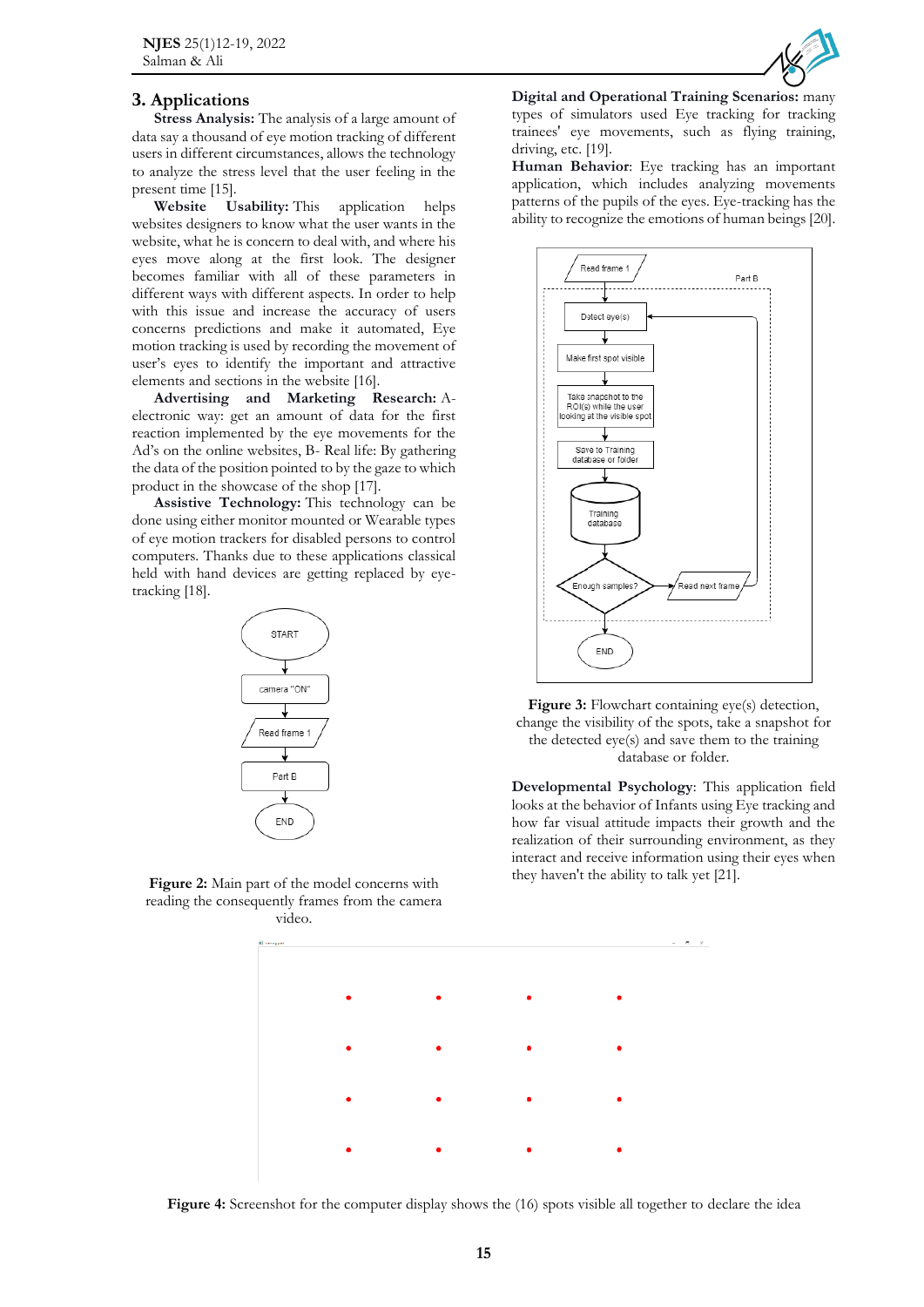## 3. Applications

**Stress Analysis:** The analysis of a large amount of data say a thousand of eye motion tracking of different users in different circumstances, allows the technology to analyze the stress level that the user feeling in the present time [15].

**Website Usability:** This application helps websites designers to know what the user wants in the website, what he is concern to deal with, and where his eyes move along at the first look. The designer becomes familiar with all of these parameters in different ways with different aspects. In order to help with this issue and increase the accuracy of users concerns predictions and make it automated, Eye motion tracking is used by recording the movement of user's eyes to identify the important and attractive elements and sections in the website [16].

**Advertising and Marketing Research:** A- electronic way: get an amount of data for the first reaction implemented by the eye movements for the Ad's on the online websites, B- Real life: By gathering the data of the position pointed to by the gaze to which product in the showcase of the shop [17].

**Assistive Technology:** This technology can be done using either monitor mounted or Wearable types of eye motion trackers for disabled persons to control computers. Thanks due to these applications classical held with hand devices are getting replaced by eye-tracking [18].

**Figure 2:** Main part of the model concerns with reading the consequently frames from the camera video.

**Digital and Operational Training Scenarios:** many types of simulators used Eye tracking for tracking trainees' eye movements, such as flying training, driving, etc. [19].

**Human Behavior**: Eye tracking has an important application, which includes analyzing movements patterns of the pupils of the eyes. Eye-tracking has the ability to recognize the emotions of human beings [20].

**Figure 3:** Flowchart containing eye(s) detection, change the visibility of the spots, take a snapshot for the detected eye(s) and save them to the training database or folder.

**Developmental Psychology**: This application field looks at the behavior of Infants using Eye tracking and how far visual attitude impacts their growth and the realization of their surrounding environment, as they interact and receive information using their eyes when they haven't the ability to talk yet [21].

**Figure 4:** Screenshot for the computer display shows the (16) spots visible all together to declare the idea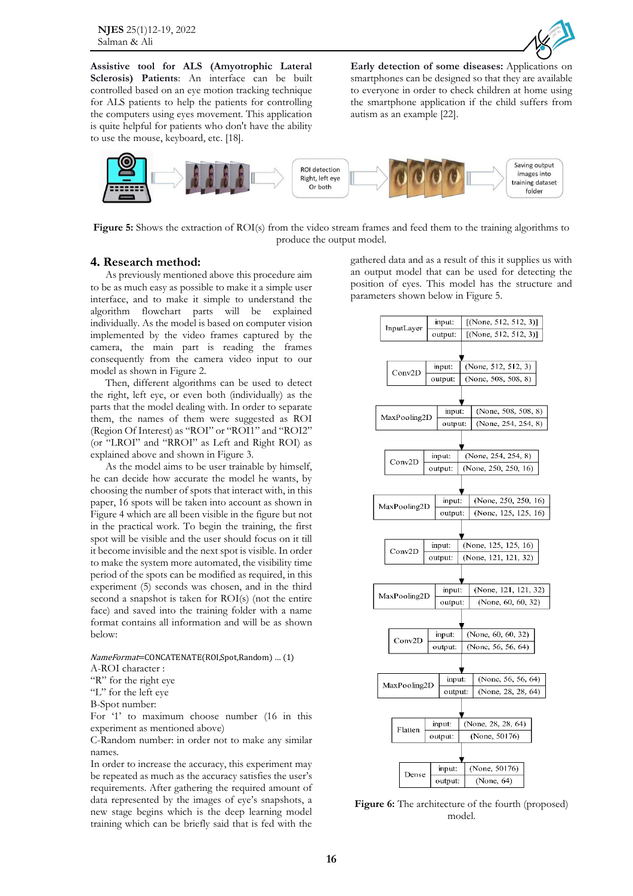**Assistive tool for ALS (Amyotrophic Lateral Sclerosis) Patients**: An interface can be built controlled based on an eye motion tracking technique for ALS patients to help the patients for controlling the computers using eyes movement. This application is quite helpful for patients who don't have the ability to use the mouse, keyboard, etc. [18].

**Early detection of some diseases:** Applications on smartphones can be designed so that they are available to everyone in order to check children at home using the smartphone application if the child suffers from autism as an example [22].

ROI detection Right, left eye Or both

Saving output images into training dataset folder

**Figure 5:** Shows the extraction of ROI(s) from the video stream frames and feed them to the training algorithms to produce the output model.

## 4. Research method:

As previously mentioned above this procedure aim to be as much easy as possible to make it a simple user interface, and to make it simple to understand the algorithm flowchart parts will be explained individually. As the model is based on computer vision implemented by the video frames captured by the camera, the main part is reading the frames consequently from the camera video input to our model as shown in Figure 2.

Then, different algorithms can be used to detect the right, left eye, or even both (individually) as the parts that the model dealing with. In order to separate them, the names of them were suggested as ROI (Region Of Interest) as "ROI" or "ROI1" and "ROI2" (or "LROI" and "RROI" as Left and Right ROI) as explained above and shown in Figure 3.

As the model aims to be user trainable by himself, he can decide how accurate the model he wants, by choosing the number of spots that interact with, in this paper, 16 spots will be taken into account as shown in Figure 4 which are all been visible in the figure but not in the practical work. To begin the training, the first spot will be visible and the user should focus on it till it become invisible and the next spot is visible. In order to make the system more automated, the visibility time period of the spots can be modified as required, in this experiment (5) seconds was chosen, and in the third second a snapshot is taken for ROI(s) (not the entire face) and saved into the training folder with a name format contains all information and will be as shown below:

*NameFormat*=CONCATENATE(ROI,Spot,Random) ... (1)

A-ROI character :
"R" for the right eye
"L" for the left eye
B-Spot number:
For '1' to maximum choose number (16 in this experiment as mentioned above)
C-Random number: in order not to make any similar names.

In order to increase the accuracy, this experiment may be repeated as much as the accuracy satisfies the user's requirements. After gathering the required amount of data represented by the images of eye's snapshots, a new stage begins which is the deep learning model training which can be briefly said that is fed with the gathered data and as a result of this it supplies us with an output model that can be used for detecting the position of eyes. This model has the structure and parameters shown below in Figure 5.

| Layer | | Shape |
|---|---|---|
| InputLayer | input: | [(None, 512, 512, 3)] |
| | output: | [(None, 512, 512, 3)] |
| Conv2D | input: | (None, 512, 512, 3) |
| | output: | (None, 508, 508, 8) |
| MaxPooling2D | input: | (None, 508, 508, 8) |
| | output: | (None, 254, 254, 8) |
| Conv2D | input: | (None, 254, 254, 8) |
| | output: | (None, 250, 250, 16) |
| MaxPooling2D | input: | (None, 250, 250, 16) |
| | output: | (None, 125, 125, 16) |
| Conv2D | input: | (None, 125, 125, 16) |
| | output: | (None, 121, 121, 32) |
| MaxPooling2D | input: | (None, 121, 121, 32) |
| | output: | (None, 60, 60, 32) |
| Conv2D | input: | (None, 60, 60, 32) |
| | output: | (None, 56, 56, 64) |
| MaxPooling2D | input: | (None, 56, 56, 64) |
| | output: | (None, 28, 28, 64) |
| Flatten | input: | (None, 28, 28, 64) |
| | output: | (None, 50176) |
| Dense | input: | (None, 50176) |
| | output: | (None, 64) |

**Figure 6:** The architecture of the fourth (proposed) model.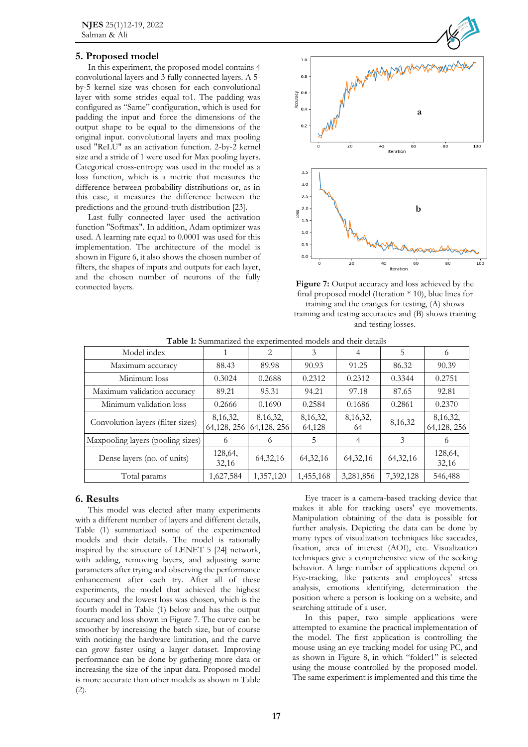## 5. Proposed model

In this experiment, the proposed model contains 4 convolutional layers and 3 fully connected layers. A 5-by-5 kernel size was chosen for each convolutional layer with some strides equal to1. The padding was configured as "Same" configuration, which is used for padding the input and force the dimensions of the output shape to be equal to the dimensions of the original input. convolutional layers and max pooling used "ReLU" as an activation function. 2-by-2 kernel size and a stride of 1 were used for Max pooling layers. Categorical cross-entropy was used in the model as a loss function, which is a metric that measures the difference between probability distributions or, as in this case, it measures the difference between the predictions and the ground-truth distribution [23].

Last fully connected layer used the activation function "Softmax". In addition, Adam optimizer was used. A learning rate equal to 0.0001 was used for this implementation. The architecture of the model is shown in Figure 6, it also shows the chosen number of filters, the shapes of inputs and outputs for each layer, and the chosen number of neurons of the fully connected layers.

**Figure 7:** Output accuracy and loss achieved by the final proposed model (Iteration * 10), blue lines for training and the oranges for testing, (A) shows training and testing accuracies and (B) shows training and testing losses.

**Table 1:** Summarized the experimented models and their details

| Model index | 1 | 2 | 3 | 4 | 5 | 6 |
|---|---|---|---|---|---|---|
| Maximum accuracy | 88.43 | 89.98 | 90.93 | 91.25 | 86.32 | 90.39 |
| Minimum loss | 0.3024 | 0.2688 | 0.2312 | 0.2312 | 0.3344 | 0.2751 |
| Maximum validation accuracy | 89.21 | 95.31 | 94.21 | 97.18 | 87.65 | 92.81 |
| Minimum validation loss | 0.2666 | 0.1690 | 0.2584 | 0.1686 | 0.2861 | 0.2370 |
| Convolution layers (filter sizes) | 8,16,32, 64,128, 256 | 8,16,32, 64,128, 256 | 8,16,32, 64,128 | 8,16,32, 64 | 8,16,32 | 8,16,32, 64,128, 256 |
| Maxpooling layers (pooling sizes) | 6 | 6 | 5 | 4 | 3 | 6 |
| Dense layers (no. of units) | 128,64, 32,16 | 64,32,16 | 64,32,16 | 64,32,16 | 64,32,16 | 128,64, 32,16 |
| Total params | 1,627,584 | 1,357,120 | 1,455,168 | 3,281,856 | 7,392,128 | 546,488 |

## 6. Results

This model was elected after many experiments with a different number of layers and different details, Table (1) summarized some of the experimented models and their details. The model is rationally inspired by the structure of LENET 5 [24] network, with adding, removing layers, and adjusting some parameters after trying and observing the performance enhancement after each try. After all of these experiments, the model that achieved the highest accuracy and the lowest loss was chosen, which is the fourth model in Table (1) below and has the output accuracy and loss shown in Figure 7. The curve can be smoother by increasing the batch size, but of course with noticing the hardware limitation, and the curve can grow faster using a larger dataset. Improving performance can be done by gathering more data or increasing the size of the input data. Proposed model is more accurate than other models as shown in Table (2).

Eye tracer is a camera-based tracking device that makes it able for tracking users' eye movements. Manipulation obtaining of the data is possible for further analysis. Depicting the data can be done by many types of visualization techniques like saccades, fixation, area of interest (AOI), etc. Visualization techniques give a comprehensive view of the seeking behavior. A large number of applications depend on Eye-tracking, like patients and employees' stress analysis, emotions identifying, determination the position where a person is looking on a website, and searching attitude of a user.

In this paper, two simple applications were attempted to examine the practical implementation of the model. The first application is controlling the mouse using an eye tracking model for using PC, and as shown in Figure 8, in which "folder1" is selected using the mouse controlled by the proposed model. The same experiment is implemented and this time the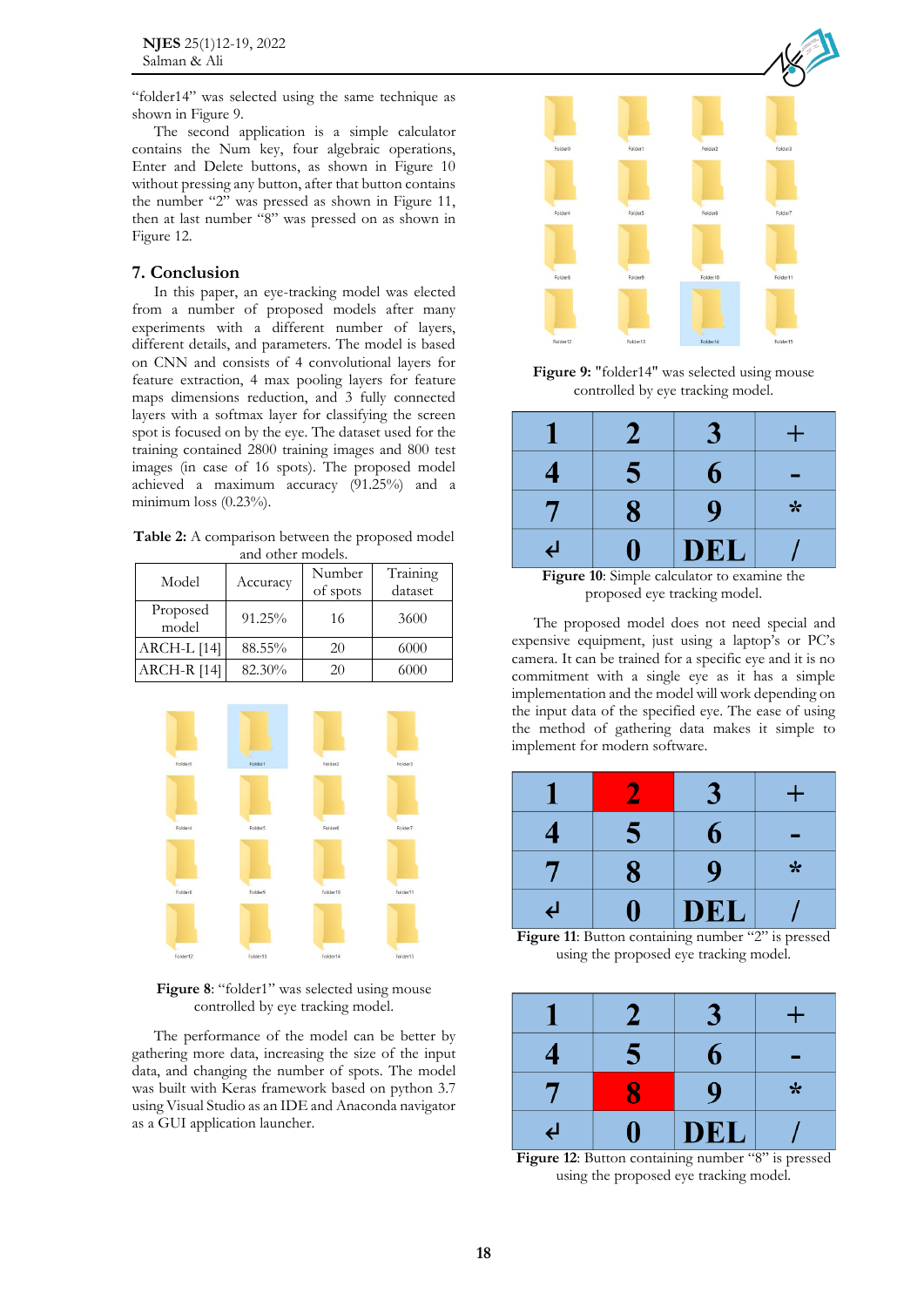"folder14" was selected using the same technique as shown in Figure 9.

The second application is a simple calculator contains the Num key, four algebraic operations, Enter and Delete buttons, as shown in Figure 10 without pressing any button, after that button contains the number "2" was pressed as shown in Figure 11, then at last number "8" was pressed on as shown in Figure 12.

## 7. Conclusion

In this paper, an eye-tracking model was elected from a number of proposed models after many experiments with a different number of layers, different details, and parameters. The model is based on CNN and consists of 4 convolutional layers for feature extraction, 4 max pooling layers for feature maps dimensions reduction, and 3 fully connected layers with a softmax layer for classifying the screen spot is focused on by the eye. The dataset used for the training contained 2800 training images and 800 test images (in case of 16 spots). The proposed model achieved a maximum accuracy (91.25%) and a minimum loss (0.23%).

**Table 2:** A comparison between the proposed model and other models.

| Model | Accuracy | Number of spots | Training dataset |
|---|---|---|---|
| Proposed model | 91.25% | 16 | 3600 |
| ARCH-L [14] | 88.55% | 20 | 6000 |
| ARCH-R [14] | 82.30% | 20 | 6000 |

**Figure 8**: "folder1" was selected using mouse controlled by eye tracking model.

The performance of the model can be better by gathering more data, increasing the size of the input data, and changing the number of spots. The model was built with Keras framework based on python 3.7 using Visual Studio as an IDE and Anaconda navigator as a GUI application launcher.

**Figure 9:** "folder14" was selected using mouse controlled by eye tracking model.

| 1 | 2 | 3 | + |
|---|---|---|---|
| 4 | 5 | 6 | - |
| 7 | 8 | 9 | * |
| ↲ | 0 | DEL | / |

**Figure 10**: Simple calculator to examine the proposed eye tracking model.

The proposed model does not need special and expensive equipment, just using a laptop's or PC's camera. It can be trained for a specific eye and it is no commitment with a single eye as it has a simple implementation and the model will work depending on the input data of the specified eye. The ease of using the method of gathering data makes it simple to implement for modern software.

| 1 | 2 | 3 | + |
|---|---|---|---|
| 4 | 5 | 6 | - |
| 7 | 8 | 9 | * |
| ↲ | 0 | DEL | / |

**Figure 11**: Button containing number "2" is pressed using the proposed eye tracking model.

| 1 | 2 | 3 | + |
|---|---|---|---|
| 4 | 5 | 6 | - |
| 7 | 8 | 9 | * |
| ↲ | 0 | DEL | / |

**Figure 12**: Button containing number "8" is pressed using the proposed eye tracking model.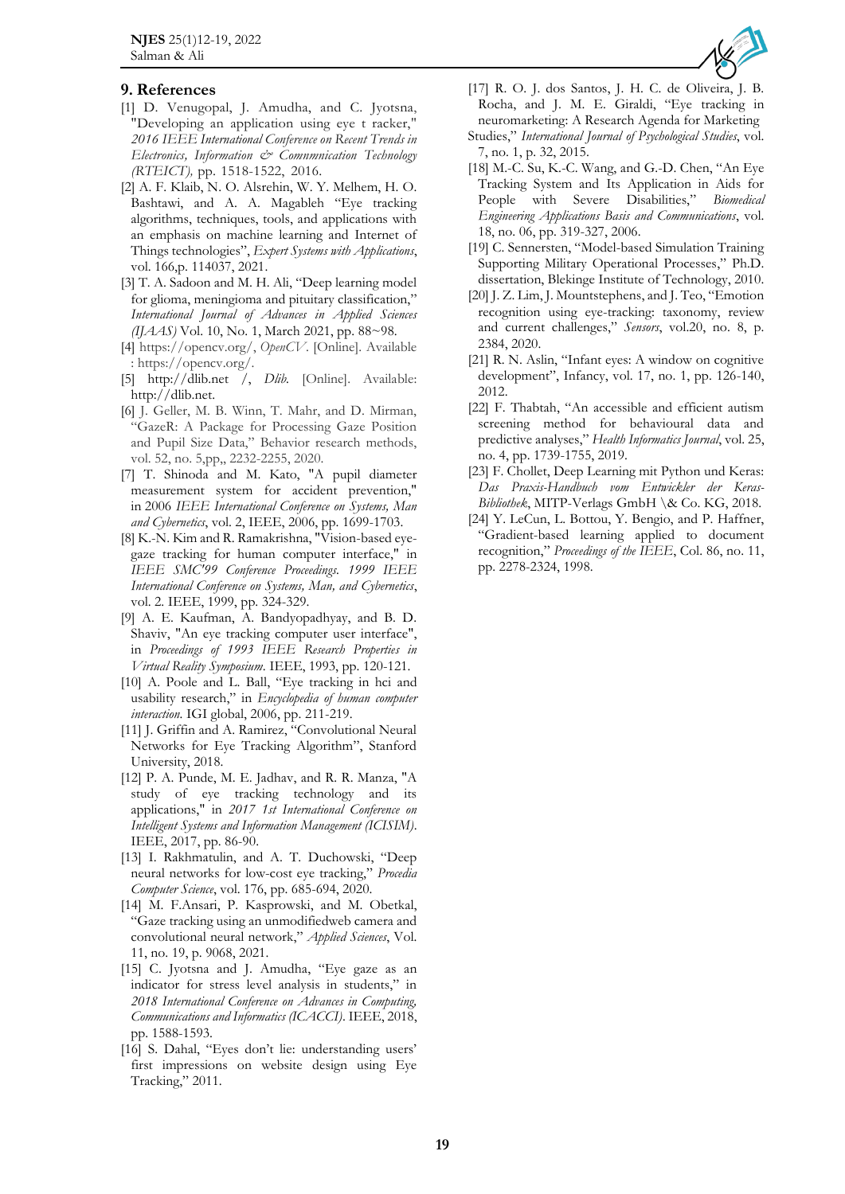## 9. References

[1] D. Venugopal, J. Amudha, and C. Jyotsna, "Developing an application using eye t racker," *2016 IEEE International Conference on Recent Trends in Electronics, Information & Commnmication Technology (RTEICT),* pp. 1518-1522, 2016.

[2] A. F. Klaib, N. O. Alsrehin, W. Y. Melhem, H. O. Bashtawi, and A. A. Magableh "Eye tracking algorithms, techniques, tools, and applications with an emphasis on machine learning and Internet of Things technologies", *Expert Systems with Applications*, vol. 166,p. 114037, 2021.

[3] T. A. Sadoon and M. H. Ali, "Deep learning model for glioma, meningioma and pituitary classification," *International Journal of Advances in Applied Sciences (IJAAS)* Vol. 10, No. 1, March 2021, pp. 88~98.

[4] https://opencv.org/, *OpenCV*. [Online]. Available : https://opencv.org/.

[5] http://dlib.net /, *Dlib*. [Online]. Available: http://dlib.net.

[6] J. Geller, M. B. Winn, T. Mahr, and D. Mirman, "GazeR: A Package for Processing Gaze Position and Pupil Size Data," Behavior research methods, vol. 52, no. 5,pp,, 2232-2255, 2020.

[7] T. Shinoda and M. Kato, "A pupil diameter measurement system for accident prevention," in 2006 *IEEE International Conference on Systems, Man and Cybernetics*, vol. 2, IEEE, 2006, pp. 1699-1703.

[8] K.-N. Kim and R. Ramakrishna, "Vision-based eye-gaze tracking for human computer interface," in *IEEE SMC'99 Conference Proceedings. 1999 IEEE International Conference on Systems, Man, and Cybernetics*, vol. 2. IEEE, 1999, pp. 324-329.

[9] A. E. Kaufman, A. Bandyopadhyay, and B. D. Shaviv, "An eye tracking computer user interface", in *Proceedings of 1993 IEEE Research Properties in Virtual Reality Symposium*. IEEE, 1993, pp. 120-121.

[10] A. Poole and L. Ball, "Eye tracking in hci and usability research," in *Encyclopedia of human computer interaction*. IGI global, 2006, pp. 211-219.

[11] J. Griffin and A. Ramirez, "Convolutional Neural Networks for Eye Tracking Algorithm", Stanford University, 2018.

[12] P. A. Punde, M. E. Jadhav, and R. R. Manza, "A study of eye tracking technology and its applications," in *2017 1st International Conference on Intelligent Systems and Information Management (ICISIM)*. IEEE, 2017, pp. 86-90.

[13] I. Rakhmatulin, and A. T. Duchowski, "Deep neural networks for low-cost eye tracking," *Procedia Computer Science*, vol. 176, pp. 685-694, 2020.

[14] M. F.Ansari, P. Kasprowski, and M. Obetkal, "Gaze tracking using an unmodifiedweb camera and convolutional neural network," *Applied Sciences*, Vol. 11, no. 19, p. 9068, 2021.

[15] C. Jyotsna and J. Amudha, "Eye gaze as an indicator for stress level analysis in students," in *2018 International Conference on Advances in Computing, Communications and Informatics (ICACCI)*. IEEE, 2018, pp. 1588-1593.

[16] S. Dahal, "Eyes don't lie: understanding users' first impressions on website design using Eye Tracking," 2011.

[17] R. O. J. dos Santos, J. H. C. de Oliveira, J. B. Rocha, and J. M. E. Giraldi, "Eye tracking in neuromarketing: A Research Agenda for Marketing Studies," *International Journal of Psychological Studies*, vol. 7, no. 1, p. 32, 2015.

[18] M.-C. Su, K.-C. Wang, and G.-D. Chen, "An Eye Tracking System and Its Application in Aids for People with Severe Disabilities," *Biomedical Engineering Applications Basis and Communications*, vol. 18, no. 06, pp. 319-327, 2006.

[19] C. Sennersten, "Model-based Simulation Training Supporting Military Operational Processes," Ph.D. dissertation, Blekinge Institute of Technology, 2010.

[20] J. Z. Lim, J. Mountstephens, and J. Teo, "Emotion recognition using eye-tracking: taxonomy, review and current challenges," *Sensors*, vol.20, no. 8, p. 2384, 2020.

[21] R. N. Aslin, "Infant eyes: A window on cognitive development", Infancy, vol. 17, no. 1, pp. 126-140, 2012.

[22] F. Thabtah, "An accessible and efficient autism screening method for behavioural data and predictive analyses," *Health Informatics Journal*, vol. 25, no. 4, pp. 1739-1755, 2019.

[23] F. Chollet, Deep Learning mit Python und Keras: *Das Praxis-Handbuch vom Entwickler der Keras-Bibliothek*, MITP-Verlags GmbH \& Co. KG, 2018.

[24] Y. LeCun, L. Bottou, Y. Bengio, and P. Haffner, "Gradient-based learning applied to document recognition," *Proceedings of the IEEE*, Col. 86, no. 11, pp. 2278-2324, 1998.